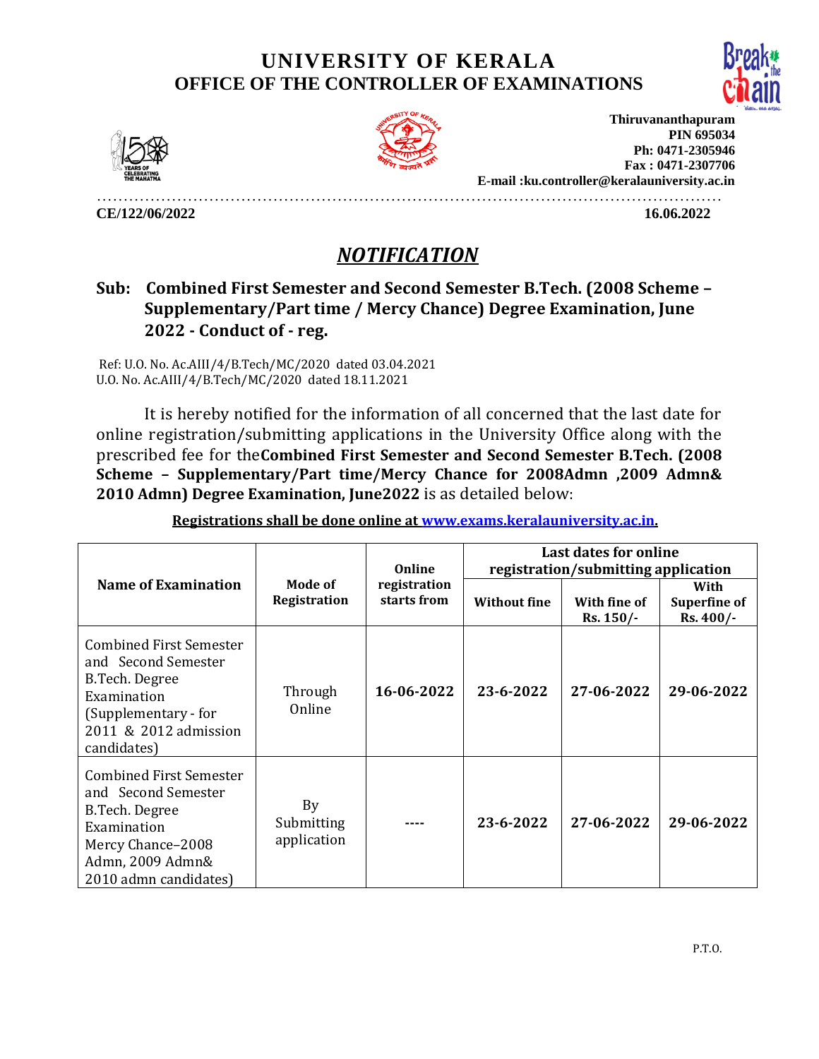# UNIVERSITY OF KERALA
## OFFICE OF THE CONTROLLER OF EXAMINATIONS

**Thiruvananthapuram**
**PIN 695034**
**Ph: 0471-2305946**
**Fax : 0471-2307706**
**E-mail :ku.controller@keralauniversity.ac.in**

**CE/122/06/2022** **16.06.2022**

## *NOTIFICATION*

**Sub: Combined First Semester and Second Semester B.Tech. (2008 Scheme – Supplementary/Part time / Mercy Chance) Degree Examination, June 2022 - Conduct of - reg.**

Ref: U.O. No. Ac.AIII/4/B.Tech/MC/2020 dated 03.04.2021
U.O. No. Ac.AIII/4/B.Tech/MC/2020 dated 18.11.2021

It is hereby notified for the information of all concerned that the last date for online registration/submitting applications in the University Office along with the prescribed fee for the**Combined First Semester and Second Semester B.Tech. (2008 Scheme – Supplementary/Part time/Mercy Chance for 2008Admn ,2009 Admn& 2010 Admn) Degree Examination, June2022** is as detailed below:

**Registrations shall be done online at www.exams.keralauniversity.ac.in.**

| Name of Examination | Mode of Registration | Online registration starts from | Last dates for online registration/submitting application | | |
|---|---|---|---|---|---|
| | | | Without fine | With fine of Rs. 150/- | With Superfine of Rs. 400/- |
| Combined First Semester and Second Semester B.Tech. Degree Examination (Supplementary - for 2011 & 2012 admission candidates) | Through Online | **16-06-2022** | **23-6-2022** | **27-06-2022** | **29-06-2022** |
| Combined First Semester and Second Semester B.Tech. Degree Examination Mercy Chance–2008 Admn, 2009 Admn& 2010 admn candidates) | By Submitting application | ---- | **23-6-2022** | **27-06-2022** | **29-06-2022** |

P.T.O.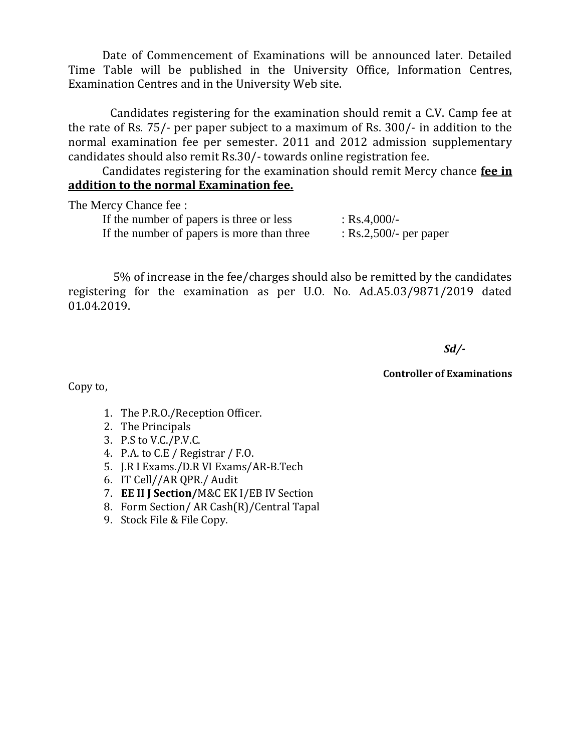Date of Commencement of Examinations will be announced later. Detailed Time Table will be published in the University Office, Information Centres, Examination Centres and in the University Web site.

Candidates registering for the examination should remit a C.V. Camp fee at the rate of Rs. 75/- per paper subject to a maximum of Rs. 300/- in addition to the normal examination fee per semester. 2011 and 2012 admission supplementary candidates should also remit Rs.30/- towards online registration fee.

Candidates registering for the examination should remit Mercy chance **fee in addition to the normal Examination fee.**

The Mercy Chance fee :

| | |
|---|---|
| If the number of papers is three or less | : Rs.4,000/- |
| If the number of papers is more than three | : Rs.2,500/- per paper |

5% of increase in the fee/charges should also be remitted by the candidates registering for the examination as per U.O. No. Ad.A5.03/9871/2019 dated 01.04.2019.

*Sd/-*

**Controller of Examinations**

Copy to,

1. The P.R.O./Reception Officer.
2. The Principals
3. P.S to V.C./P.V.C.
4. P.A. to C.E / Registrar / F.O.
5. J.R I Exams./D.R VI Exams/AR-B.Tech
6. IT Cell//AR QPR./ Audit
7. **EE II J Section/**M&C EK I/EB IV Section
8. Form Section/ AR Cash(R)/Central Tapal
9. Stock File & File Copy.